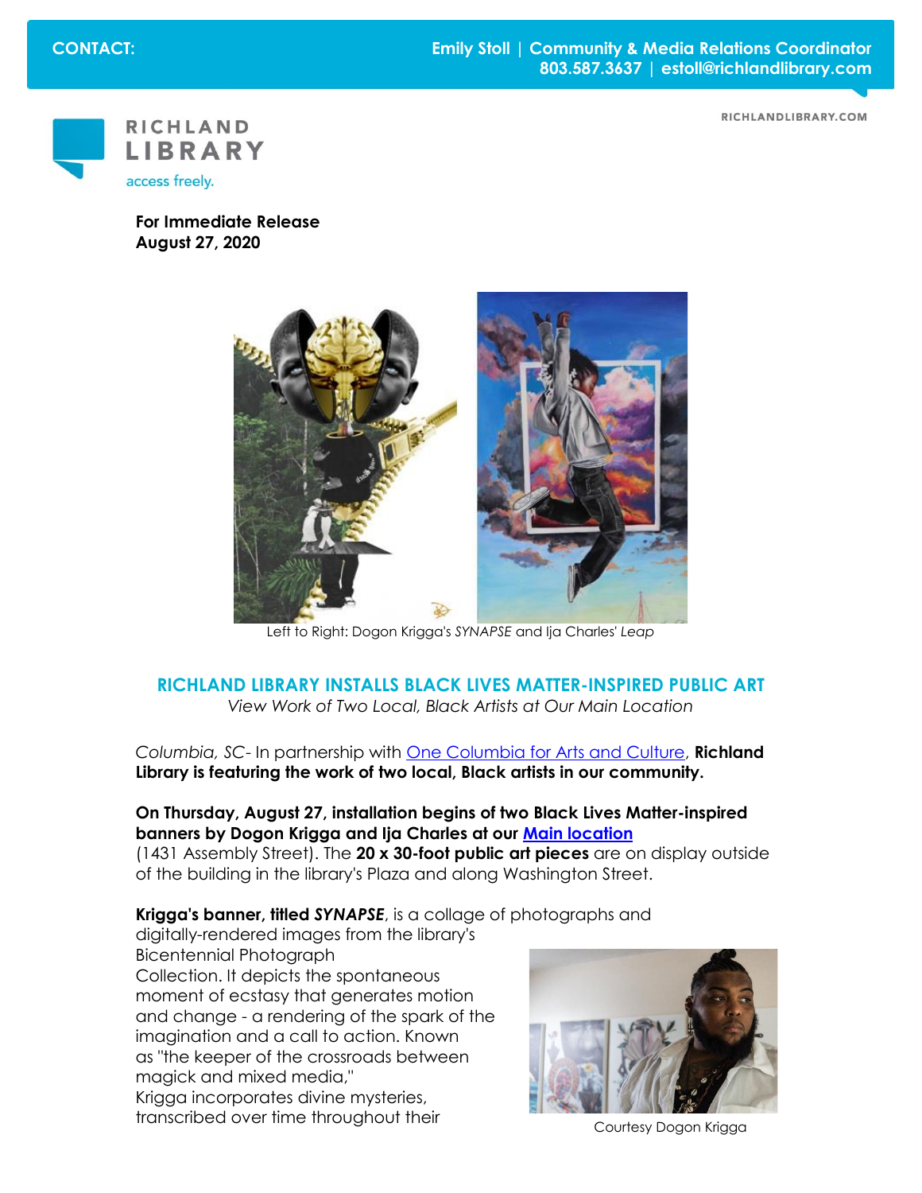CONTACT: Emily Stoll | Community & Media Relations Coordinator
803.587.3637 | estoll@richlandlibrary.com

RICHLANDLIBRARY.COM

RICHLAND LIBRARY
access freely.

**For Immediate Release**
**August 27, 2020**

Left to Right: Dogon Krigga's *SYNAPSE* and Ija Charles' *Leap*

## RICHLAND LIBRARY INSTALLS BLACK LIVES MATTER-INSPIRED PUBLIC ART

*View Work of Two Local, Black Artists at Our Main Location*

*Columbia, SC*- In partnership with One Columbia for Arts and Culture, **Richland Library is featuring the work of two local, Black artists in our community.**

**On Thursday, August 27, installation begins of two Black Lives Matter-inspired banners by Dogon Krigga and Ija Charles at our Main location** (1431 Assembly Street). The **20 x 30-foot public art pieces** are on display outside of the building in the library's Plaza and along Washington Street.

**Krigga's banner, titled *SYNAPSE***, is a collage of photographs and digitally-rendered images from the library's Bicentennial Photograph Collection. It depicts the spontaneous moment of ecstasy that generates motion and change - a rendering of the spark of the imagination and a call to action. Known as "the keeper of the crossroads between magick and mixed media," Krigga incorporates divine mysteries, transcribed over time throughout their

Courtesy Dogon Krigga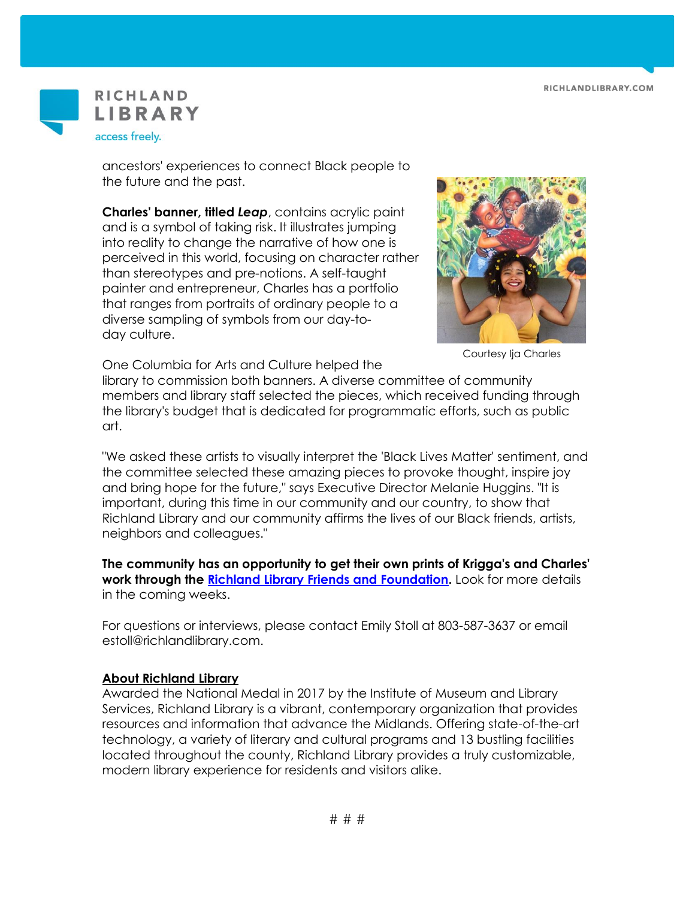ancestors' experiences to connect Black people to the future and the past.

**Charles' banner, titled *Leap***, contains acrylic paint and is a symbol of taking risk. It illustrates jumping into reality to change the narrative of how one is perceived in this world, focusing on character rather than stereotypes and pre-notions. A self-taught painter and entrepreneur, Charles has a portfolio that ranges from portraits of ordinary people to a diverse sampling of symbols from our day-to-day culture.

Courtesy Ija Charles

One Columbia for Arts and Culture helped the library to commission both banners. A diverse committee of community members and library staff selected the pieces, which received funding through the library's budget that is dedicated for programmatic efforts, such as public art.

"We asked these artists to visually interpret the 'Black Lives Matter' sentiment, and the committee selected these amazing pieces to provoke thought, inspire joy and bring hope for the future," says Executive Director Melanie Huggins. "It is important, during this time in our community and our country, to show that Richland Library and our community affirms the lives of our Black friends, artists, neighbors and colleagues."

**The community has an opportunity to get their own prints of Krigga's and Charles' work through the Richland Library Friends and Foundation.** Look for more details in the coming weeks.

For questions or interviews, please contact Emily Stoll at 803-587-3637 or email estoll@richlandlibrary.com.

**About Richland Library**

Awarded the National Medal in 2017 by the Institute of Museum and Library Services, Richland Library is a vibrant, contemporary organization that provides resources and information that advance the Midlands. Offering state-of-the-art technology, a variety of literary and cultural programs and 13 bustling facilities located throughout the county, Richland Library provides a truly customizable, modern library experience for residents and visitors alike.

# # #